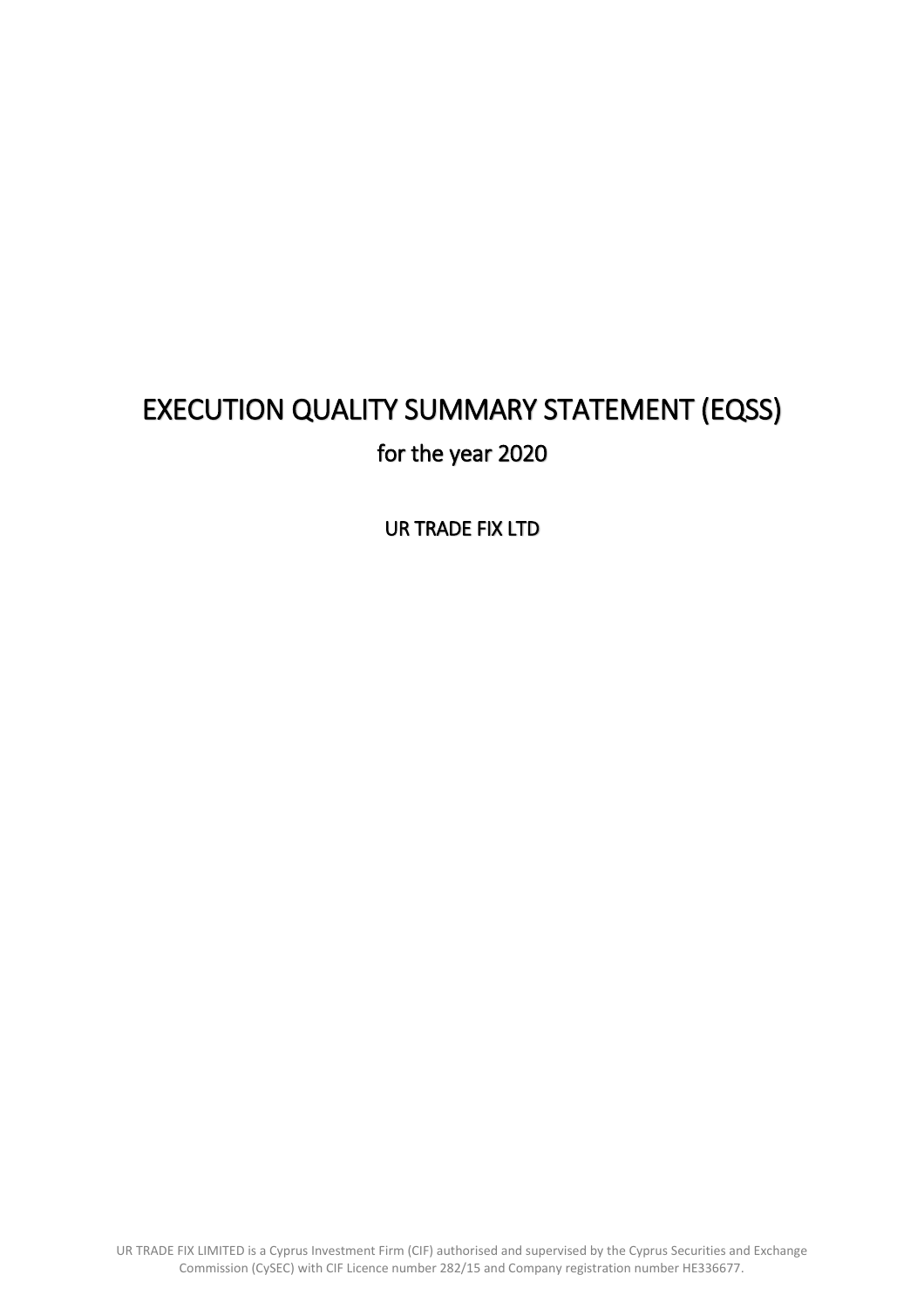# EXECUTION QUALITY SUMMARY STATEMENT (EQSS)

## for the year 2020

### UR TRADE FIX LTD

UR TRADE FIX LIMITED is a Cyprus Investment Firm (CIF) authorised and supervised by the Cyprus Securities and Exchange Commission (CySEC) with CIF Licence number 282/15 and Company registration number HE336677.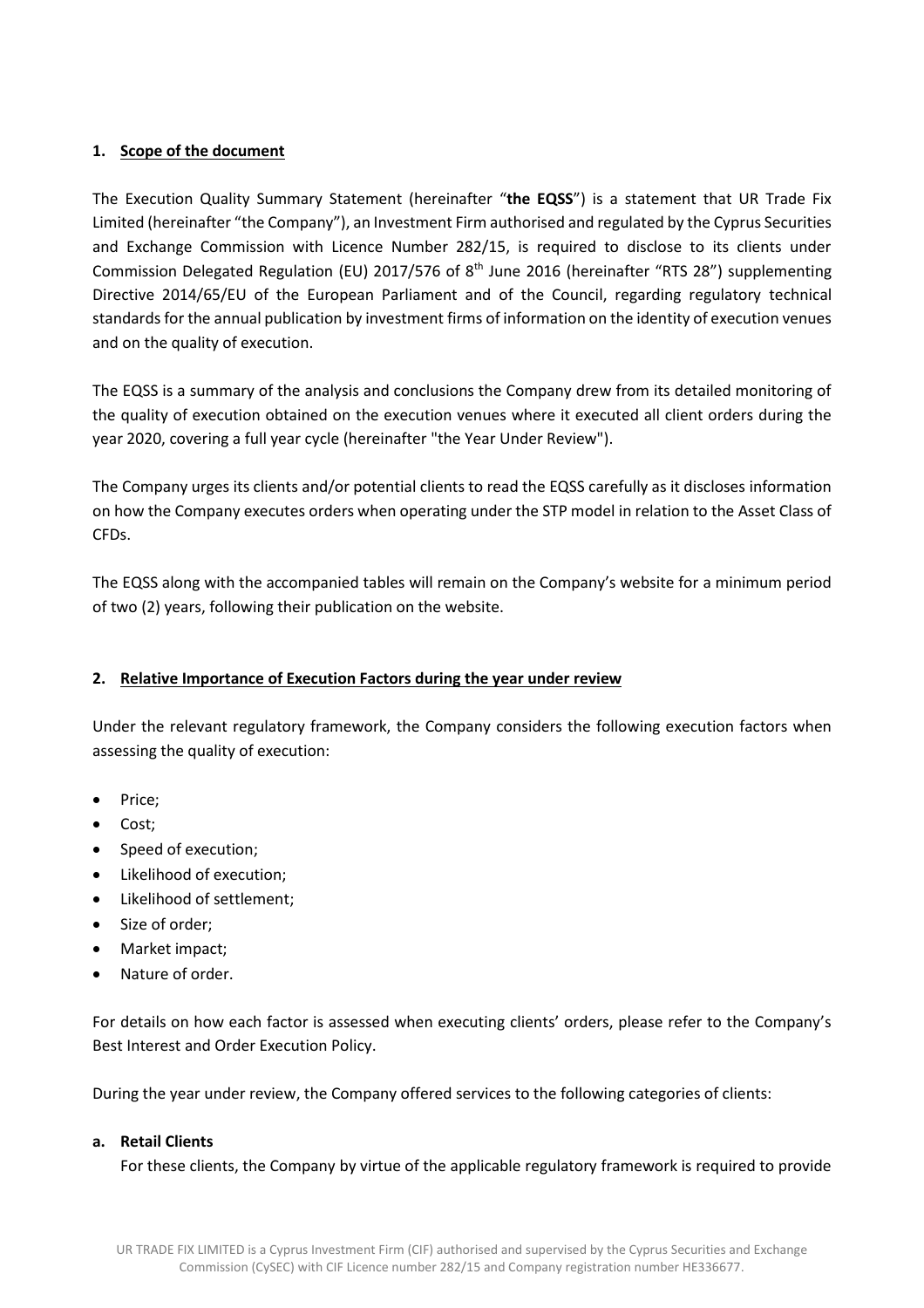## 1. Scope of the document

The Execution Quality Summary Statement (hereinafter "**the EQSS**") is a statement that UR Trade Fix Limited (hereinafter "the Company"), an Investment Firm authorised and regulated by the Cyprus Securities and Exchange Commission with Licence Number 282/15, is required to disclose to its clients under Commission Delegated Regulation (EU) 2017/576 of 8th June 2016 (hereinafter "RTS 28") supplementing Directive 2014/65/EU of the European Parliament and of the Council, regarding regulatory technical standards for the annual publication by investment firms of information on the identity of execution venues and on the quality of execution.

The EQSS is a summary of the analysis and conclusions the Company drew from its detailed monitoring of the quality of execution obtained on the execution venues where it executed all client orders during the year 2020, covering a full year cycle (hereinafter "the Year Under Review").

The Company urges its clients and/or potential clients to read the EQSS carefully as it discloses information on how the Company executes orders when operating under the STP model in relation to the Asset Class of CFDs.

The EQSS along with the accompanied tables will remain on the Company's website for a minimum period of two (2) years, following their publication on the website.

## 2. Relative Importance of Execution Factors during the year under review

Under the relevant regulatory framework, the Company considers the following execution factors when assessing the quality of execution:

- Price;
- Cost;
- Speed of execution;
- Likelihood of execution;
- Likelihood of settlement;
- Size of order;
- Market impact;
- Nature of order.

For details on how each factor is assessed when executing clients' orders, please refer to the Company's Best Interest and Order Execution Policy.

During the year under review, the Company offered services to the following categories of clients:

**a. Retail Clients**

For these clients, the Company by virtue of the applicable regulatory framework is required to provide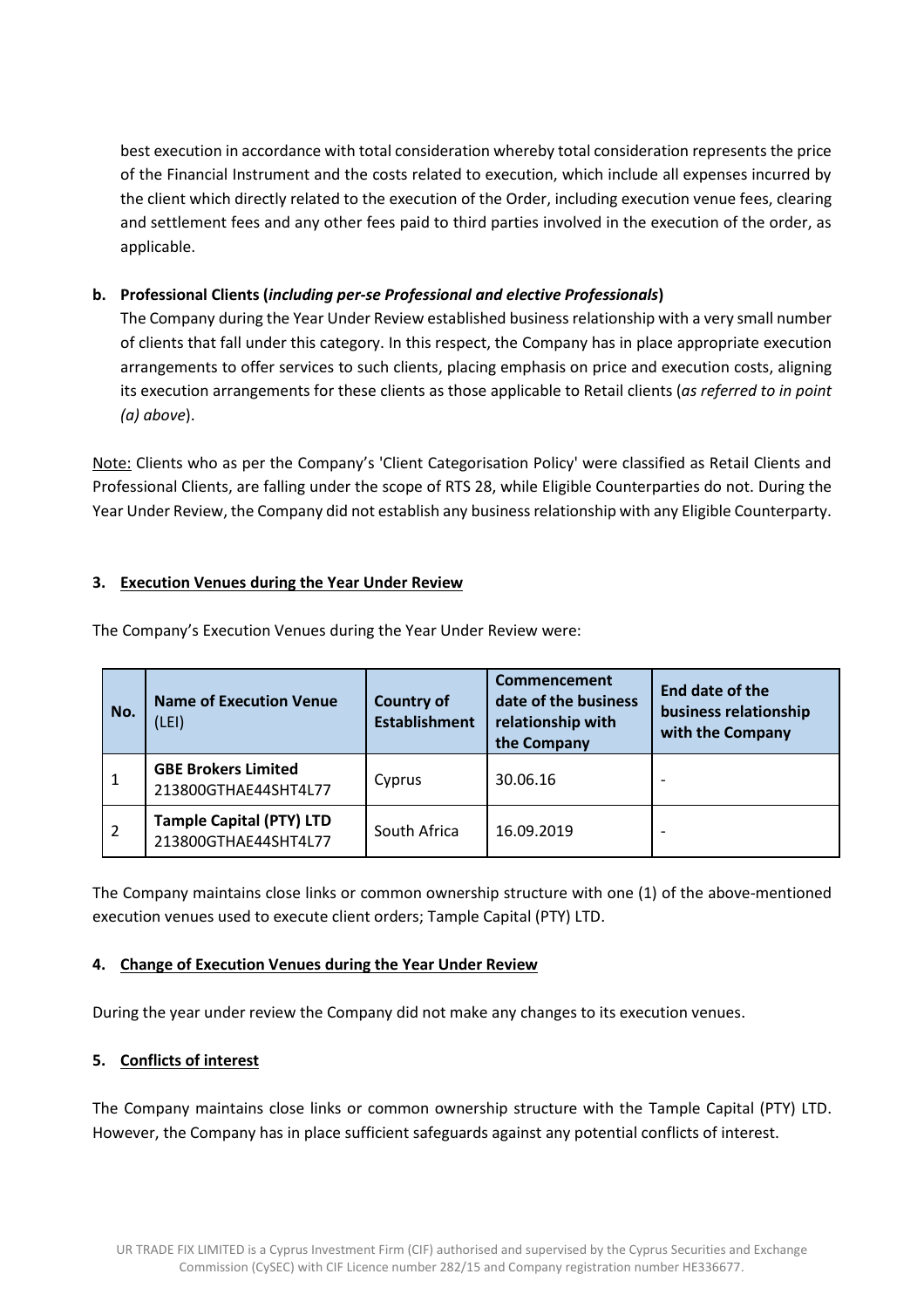best execution in accordance with total consideration whereby total consideration represents the price of the Financial Instrument and the costs related to execution, which include all expenses incurred by the client which directly related to the execution of the Order, including execution venue fees, clearing and settlement fees and any other fees paid to third parties involved in the execution of the order, as applicable.

**b. Professional Clients (*including per-se Professional and elective Professionals*)**

The Company during the Year Under Review established business relationship with a very small number of clients that fall under this category. In this respect, the Company has in place appropriate execution arrangements to offer services to such clients, placing emphasis on price and execution costs, aligning its execution arrangements for these clients as those applicable to Retail clients (*as referred to in point (a) above*).

Note: Clients who as per the Company's 'Client Categorisation Policy' were classified as Retail Clients and Professional Clients, are falling under the scope of RTS 28, while Eligible Counterparties do not. During the Year Under Review, the Company did not establish any business relationship with any Eligible Counterparty.

## 3. Execution Venues during the Year Under Review

The Company's Execution Venues during the Year Under Review were:

| No. | Name of Execution Venue (LEI) | Country of Establishment | Commencement date of the business relationship with the Company | End date of the business relationship with the Company |
|---|---|---|---|---|
| 1 | **GBE Brokers Limited** 213800GTHAE44SHT4L77 | Cyprus | 30.06.16 | - |
| 2 | **Tample Capital (PTY) LTD** 213800GTHAE44SHT4L77 | South Africa | 16.09.2019 | - |

The Company maintains close links or common ownership structure with one (1) of the above-mentioned execution venues used to execute client orders; Tample Capital (PTY) LTD.

## 4. Change of Execution Venues during the Year Under Review

During the year under review the Company did not make any changes to its execution venues.

## 5. Conflicts of interest

The Company maintains close links or common ownership structure with the Tample Capital (PTY) LTD. However, the Company has in place sufficient safeguards against any potential conflicts of interest.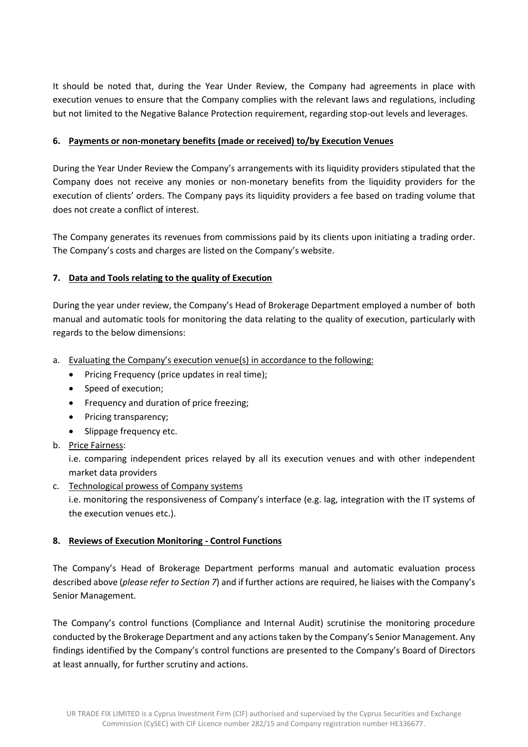It should be noted that, during the Year Under Review, the Company had agreements in place with execution venues to ensure that the Company complies with the relevant laws and regulations, including but not limited to the Negative Balance Protection requirement, regarding stop-out levels and leverages.

## 6. Payments or non-monetary benefits (made or received) to/by Execution Venues

During the Year Under Review the Company's arrangements with its liquidity providers stipulated that the Company does not receive any monies or non-monetary benefits from the liquidity providers for the execution of clients' orders. The Company pays its liquidity providers a fee based on trading volume that does not create a conflict of interest.

The Company generates its revenues from commissions paid by its clients upon initiating a trading order. The Company's costs and charges are listed on the Company's website.

## 7. Data and Tools relating to the quality of Execution

During the year under review, the Company's Head of Brokerage Department employed a number of both manual and automatic tools for monitoring the data relating to the quality of execution, particularly with regards to the below dimensions:

a. Evaluating the Company's execution venue(s) in accordance to the following:
   - Pricing Frequency (price updates in real time);
   - Speed of execution;
   - Frequency and duration of price freezing;
   - Pricing transparency;
   - Slippage frequency etc.

b. Price Fairness:
   i.e. comparing independent prices relayed by all its execution venues and with other independent market data providers

c. Technological prowess of Company systems
   i.e. monitoring the responsiveness of Company's interface (e.g. lag, integration with the IT systems of the execution venues etc.).

## 8. Reviews of Execution Monitoring - Control Functions

The Company's Head of Brokerage Department performs manual and automatic evaluation process described above (*please refer to Section 7*) and if further actions are required, he liaises with the Company's Senior Management.

The Company's control functions (Compliance and Internal Audit) scrutinise the monitoring procedure conducted by the Brokerage Department and any actions taken by the Company's Senior Management. Any findings identified by the Company's control functions are presented to the Company's Board of Directors at least annually, for further scrutiny and actions.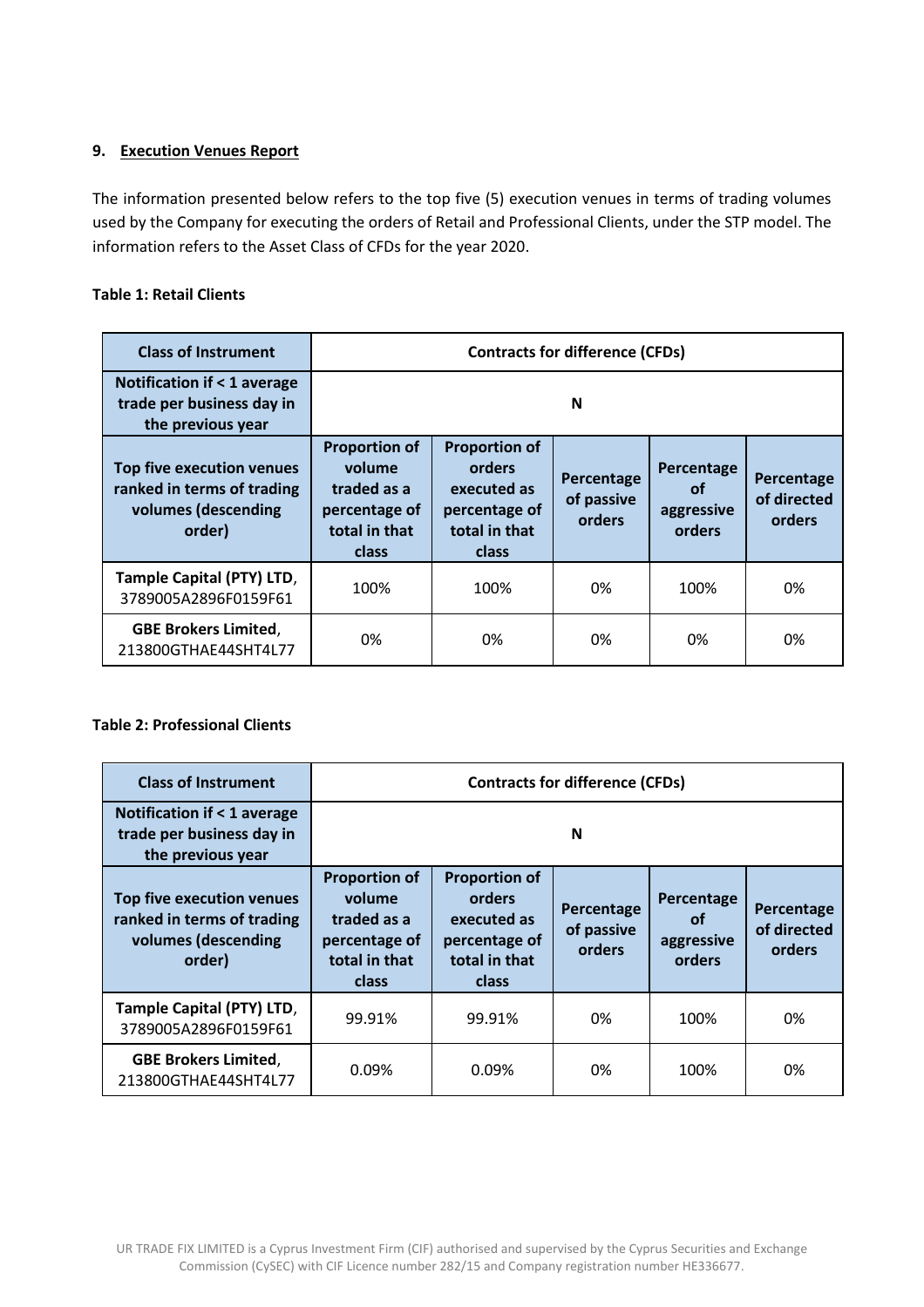**9. Execution Venues Report**

The information presented below refers to the top five (5) execution venues in terms of trading volumes used by the Company for executing the orders of Retail and Professional Clients, under the STP model. The information refers to the Asset Class of CFDs for the year 2020.

**Table 1: Retail Clients**

| Class of Instrument | Contracts for difference (CFDs) | | | | |
|---|---|---|---|---|---|
| Notification if < 1 average trade per business day in the previous year | N | | | | |
| Top five execution venues ranked in terms of trading volumes (descending order) | Proportion of volume traded as a percentage of total in that class | Proportion of orders executed as percentage of total in that class | Percentage of passive orders | Percentage of aggressive orders | Percentage of directed orders |
| **Tample Capital (PTY) LTD**, 3789005A2896F0159F61 | 100% | 100% | 0% | 100% | 0% |
| **GBE Brokers Limited**, 213800GTHAE44SHT4L77 | 0% | 0% | 0% | 0% | 0% |

**Table 2: Professional Clients**

| Class of Instrument | Contracts for difference (CFDs) | | | | |
|---|---|---|---|---|---|
| Notification if < 1 average trade per business day in the previous year | N | | | | |
| Top five execution venues ranked in terms of trading volumes (descending order) | Proportion of volume traded as a percentage of total in that class | Proportion of orders executed as percentage of total in that class | Percentage of passive orders | Percentage of aggressive orders | Percentage of directed orders |
| **Tample Capital (PTY) LTD**, 3789005A2896F0159F61 | 99.91% | 99.91% | 0% | 100% | 0% |
| **GBE Brokers Limited**, 213800GTHAE44SHT4L77 | 0.09% | 0.09% | 0% | 100% | 0% |